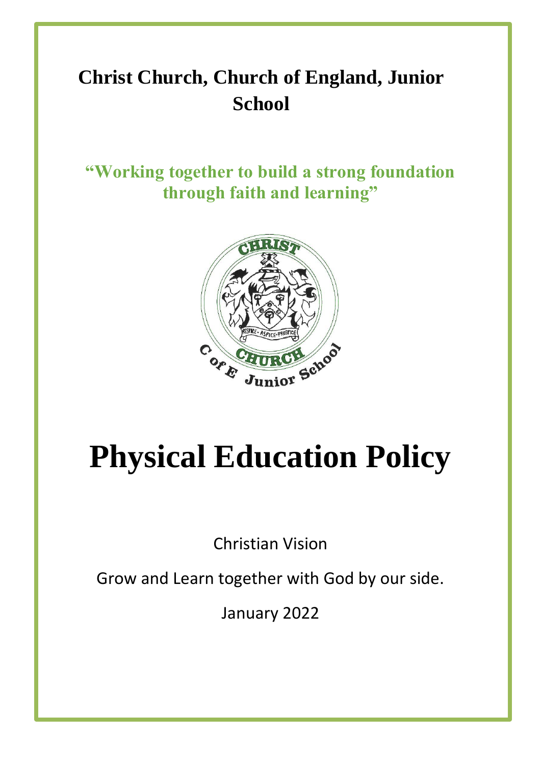# Christ Church, Church of England, Junior School

**"Working together to build a strong foundation through faith and learning"**

# Physical Education Policy

Christian Vision

Grow and Learn together with God by our side.

January 2022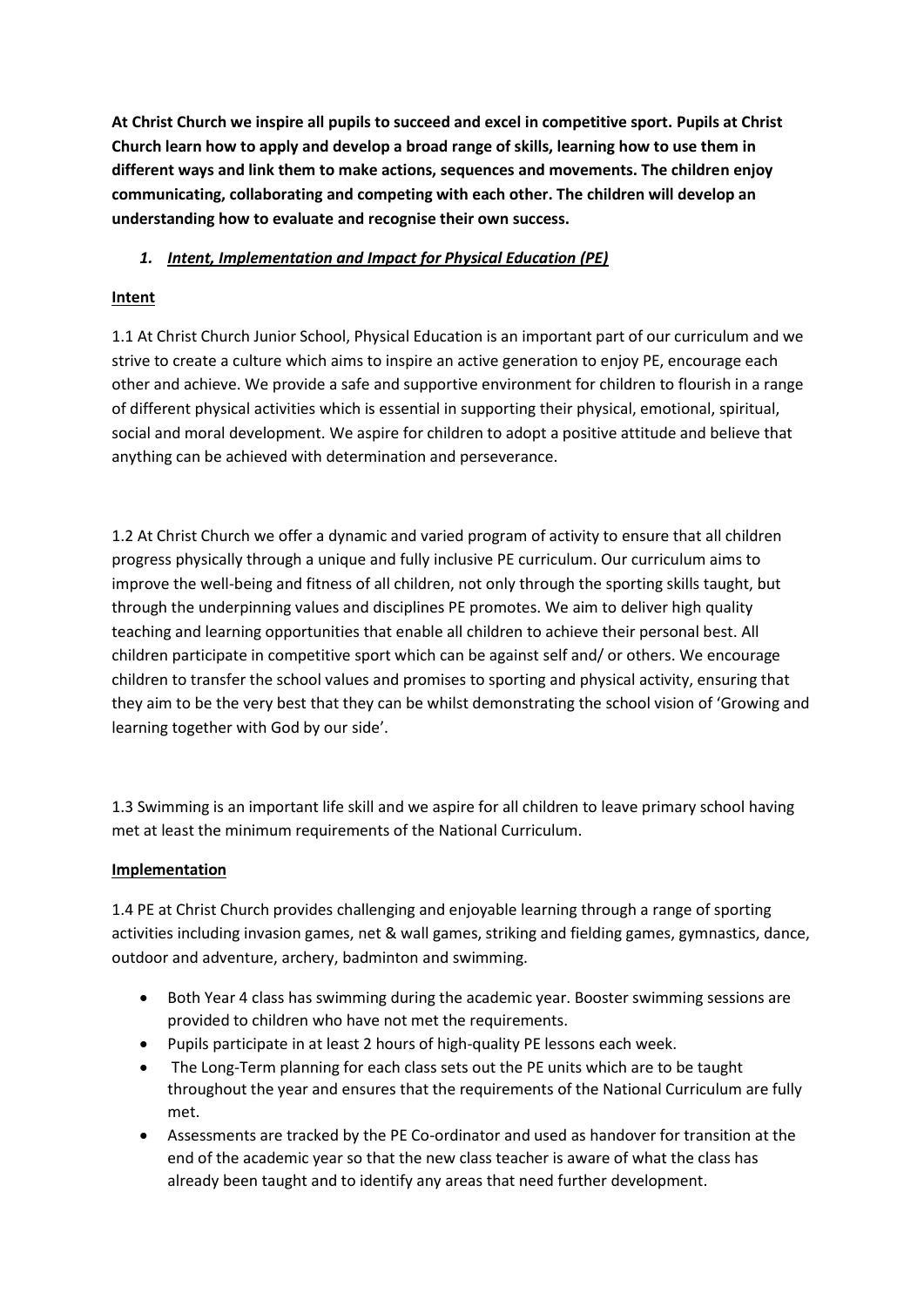**At Christ Church we inspire all pupils to succeed and excel in competitive sport. Pupils at Christ Church learn how to apply and develop a broad range of skills, learning how to use them in different ways and link them to make actions, sequences and movements. The children enjoy communicating, collaborating and competing with each other. The children will develop an understanding how to evaluate and recognise their own success.**

## *1. Intent, Implementation and Impact for Physical Education (PE)*

### Intent

1.1 At Christ Church Junior School, Physical Education is an important part of our curriculum and we strive to create a culture which aims to inspire an active generation to enjoy PE, encourage each other and achieve. We provide a safe and supportive environment for children to flourish in a range of different physical activities which is essential in supporting their physical, emotional, spiritual, social and moral development. We aspire for children to adopt a positive attitude and believe that anything can be achieved with determination and perseverance.

1.2 At Christ Church we offer a dynamic and varied program of activity to ensure that all children progress physically through a unique and fully inclusive PE curriculum. Our curriculum aims to improve the well-being and fitness of all children, not only through the sporting skills taught, but through the underpinning values and disciplines PE promotes. We aim to deliver high quality teaching and learning opportunities that enable all children to achieve their personal best. All children participate in competitive sport which can be against self and/ or others. We encourage children to transfer the school values and promises to sporting and physical activity, ensuring that they aim to be the very best that they can be whilst demonstrating the school vision of 'Growing and learning together with God by our side'.

1.3 Swimming is an important life skill and we aspire for all children to leave primary school having met at least the minimum requirements of the National Curriculum.

### Implementation

1.4 PE at Christ Church provides challenging and enjoyable learning through a range of sporting activities including invasion games, net & wall games, striking and fielding games, gymnastics, dance, outdoor and adventure, archery, badminton and swimming.

- Both Year 4 class has swimming during the academic year. Booster swimming sessions are provided to children who have not met the requirements.
- Pupils participate in at least 2 hours of high-quality PE lessons each week.
- The Long-Term planning for each class sets out the PE units which are to be taught throughout the year and ensures that the requirements of the National Curriculum are fully met.
- Assessments are tracked by the PE Co-ordinator and used as handover for transition at the end of the academic year so that the new class teacher is aware of what the class has already been taught and to identify any areas that need further development.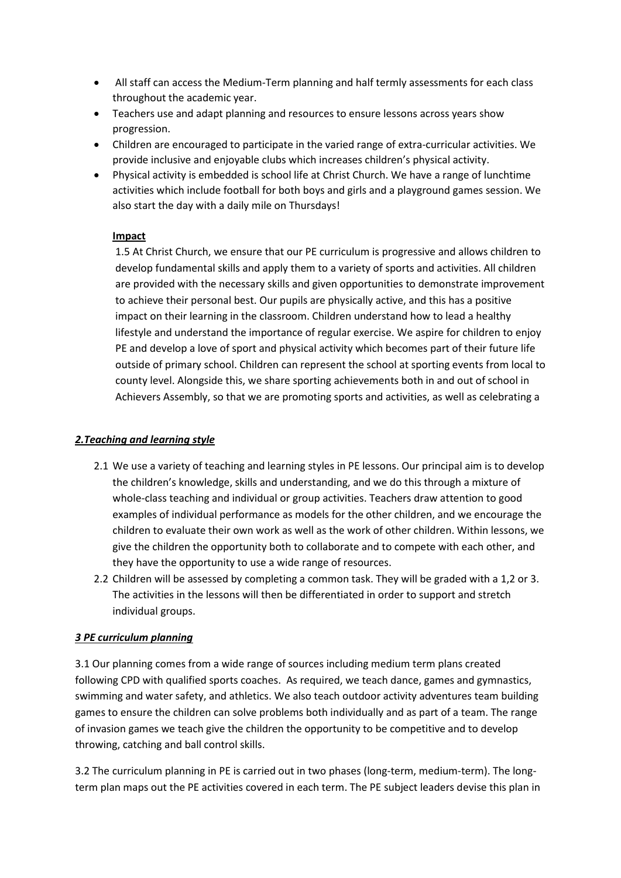- All staff can access the Medium-Term planning and half termly assessments for each class throughout the academic year.
- Teachers use and adapt planning and resources to ensure lessons across years show progression.
- Children are encouraged to participate in the varied range of extra-curricular activities. We provide inclusive and enjoyable clubs which increases children's physical activity.
- Physical activity is embedded is school life at Christ Church. We have a range of lunchtime activities which include football for both boys and girls and a playground games session. We also start the day with a daily mile on Thursdays!

**Impact**

1.5 At Christ Church, we ensure that our PE curriculum is progressive and allows children to develop fundamental skills and apply them to a variety of sports and activities. All children are provided with the necessary skills and given opportunities to demonstrate improvement to achieve their personal best. Our pupils are physically active, and this has a positive impact on their learning in the classroom. Children understand how to lead a healthy lifestyle and understand the importance of regular exercise. We aspire for children to enjoy PE and develop a love of sport and physical activity which becomes part of their future life outside of primary school. Children can represent the school at sporting events from local to county level. Alongside this, we share sporting achievements both in and out of school in Achievers Assembly, so that we are promoting sports and activities, as well as celebrating a

## ***2.Teaching and learning style***

2.1 We use a variety of teaching and learning styles in PE lessons. Our principal aim is to develop the children's knowledge, skills and understanding, and we do this through a mixture of whole-class teaching and individual or group activities. Teachers draw attention to good examples of individual performance as models for the other children, and we encourage the children to evaluate their own work as well as the work of other children. Within lessons, we give the children the opportunity both to collaborate and to compete with each other, and they have the opportunity to use a wide range of resources.

2.2 Children will be assessed by completing a common task. They will be graded with a 1,2 or 3. The activities in the lessons will then be differentiated in order to support and stretch individual groups.

## ***3 PE curriculum planning***

3.1 Our planning comes from a wide range of sources including medium term plans created following CPD with qualified sports coaches. As required, we teach dance, games and gymnastics, swimming and water safety, and athletics. We also teach outdoor activity adventures team building games to ensure the children can solve problems both individually and as part of a team. The range of invasion games we teach give the children the opportunity to be competitive and to develop throwing, catching and ball control skills.

3.2 The curriculum planning in PE is carried out in two phases (long-term, medium-term). The long-term plan maps out the PE activities covered in each term. The PE subject leaders devise this plan in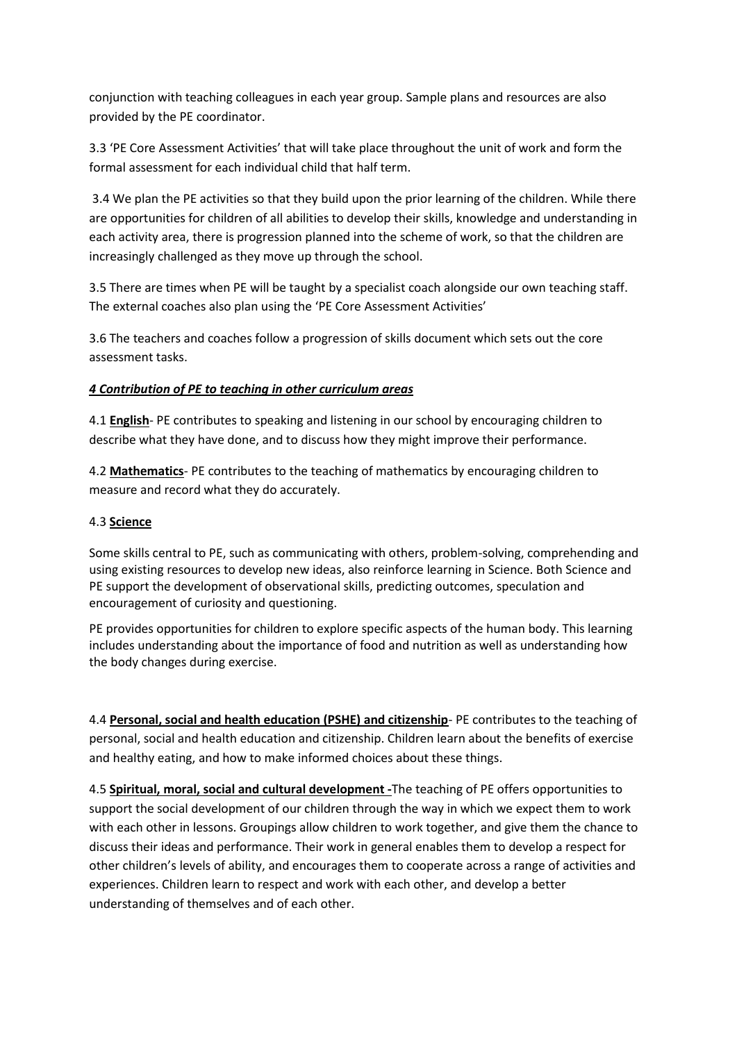conjunction with teaching colleagues in each year group. Sample plans and resources are also provided by the PE coordinator.

3.3 'PE Core Assessment Activities' that will take place throughout the unit of work and form the formal assessment for each individual child that half term.

3.4 We plan the PE activities so that they build upon the prior learning of the children. While there are opportunities for children of all abilities to develop their skills, knowledge and understanding in each activity area, there is progression planned into the scheme of work, so that the children are increasingly challenged as they move up through the school.

3.5 There are times when PE will be taught by a specialist coach alongside our own teaching staff. The external coaches also plan using the 'PE Core Assessment Activities'

3.6 The teachers and coaches follow a progression of skills document which sets out the core assessment tasks.

## ***4 Contribution of PE to teaching in other curriculum areas***

4.1 **English**- PE contributes to speaking and listening in our school by encouraging children to describe what they have done, and to discuss how they might improve their performance.

4.2 **Mathematics**- PE contributes to the teaching of mathematics by encouraging children to measure and record what they do accurately.

4.3 **Science**

Some skills central to PE, such as communicating with others, problem-solving, comprehending and using existing resources to develop new ideas, also reinforce learning in Science. Both Science and PE support the development of observational skills, predicting outcomes, speculation and encouragement of curiosity and questioning.

PE provides opportunities for children to explore specific aspects of the human body. This learning includes understanding about the importance of food and nutrition as well as understanding how the body changes during exercise.

4.4 **Personal, social and health education (PSHE) and citizenship**- PE contributes to the teaching of personal, social and health education and citizenship. Children learn about the benefits of exercise and healthy eating, and how to make informed choices about these things.

4.5 **Spiritual, moral, social and cultural development -**The teaching of PE offers opportunities to support the social development of our children through the way in which we expect them to work with each other in lessons. Groupings allow children to work together, and give them the chance to discuss their ideas and performance. Their work in general enables them to develop a respect for other children's levels of ability, and encourages them to cooperate across a range of activities and experiences. Children learn to respect and work with each other, and develop a better understanding of themselves and of each other.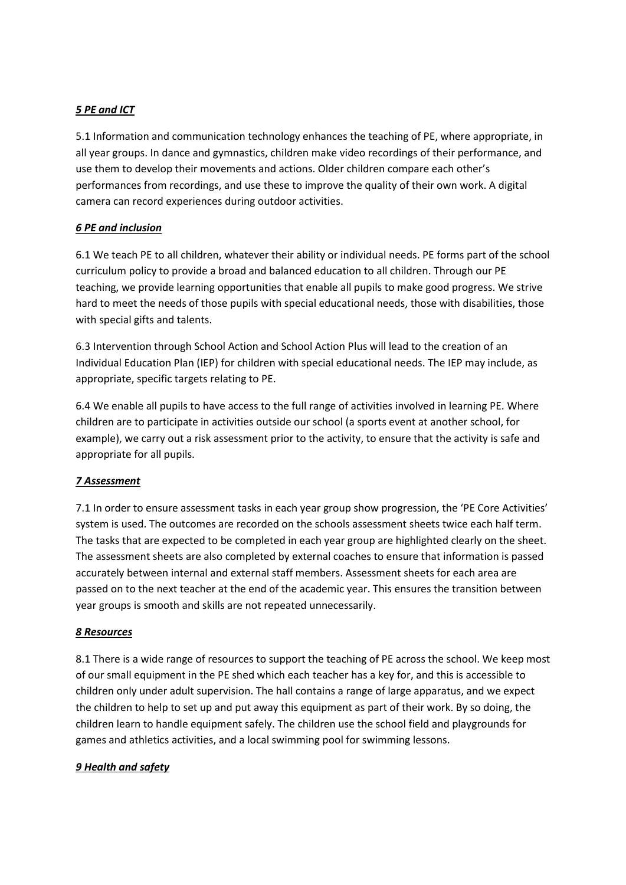## *5 PE and ICT*

5.1 Information and communication technology enhances the teaching of PE, where appropriate, in all year groups. In dance and gymnastics, children make video recordings of their performance, and use them to develop their movements and actions. Older children compare each other's performances from recordings, and use these to improve the quality of their own work. A digital camera can record experiences during outdoor activities.

## *6 PE and inclusion*

6.1 We teach PE to all children, whatever their ability or individual needs. PE forms part of the school curriculum policy to provide a broad and balanced education to all children. Through our PE teaching, we provide learning opportunities that enable all pupils to make good progress. We strive hard to meet the needs of those pupils with special educational needs, those with disabilities, those with special gifts and talents.

6.3 Intervention through School Action and School Action Plus will lead to the creation of an Individual Education Plan (IEP) for children with special educational needs. The IEP may include, as appropriate, specific targets relating to PE.

6.4 We enable all pupils to have access to the full range of activities involved in learning PE. Where children are to participate in activities outside our school (a sports event at another school, for example), we carry out a risk assessment prior to the activity, to ensure that the activity is safe and appropriate for all pupils.

## *7 Assessment*

7.1 In order to ensure assessment tasks in each year group show progression, the 'PE Core Activities' system is used. The outcomes are recorded on the schools assessment sheets twice each half term. The tasks that are expected to be completed in each year group are highlighted clearly on the sheet. The assessment sheets are also completed by external coaches to ensure that information is passed accurately between internal and external staff members. Assessment sheets for each area are passed on to the next teacher at the end of the academic year. This ensures the transition between year groups is smooth and skills are not repeated unnecessarily.

## *8 Resources*

8.1 There is a wide range of resources to support the teaching of PE across the school. We keep most of our small equipment in the PE shed which each teacher has a key for, and this is accessible to children only under adult supervision. The hall contains a range of large apparatus, and we expect the children to help to set up and put away this equipment as part of their work. By so doing, the children learn to handle equipment safely. The children use the school field and playgrounds for games and athletics activities, and a local swimming pool for swimming lessons.

## *9 Health and safety*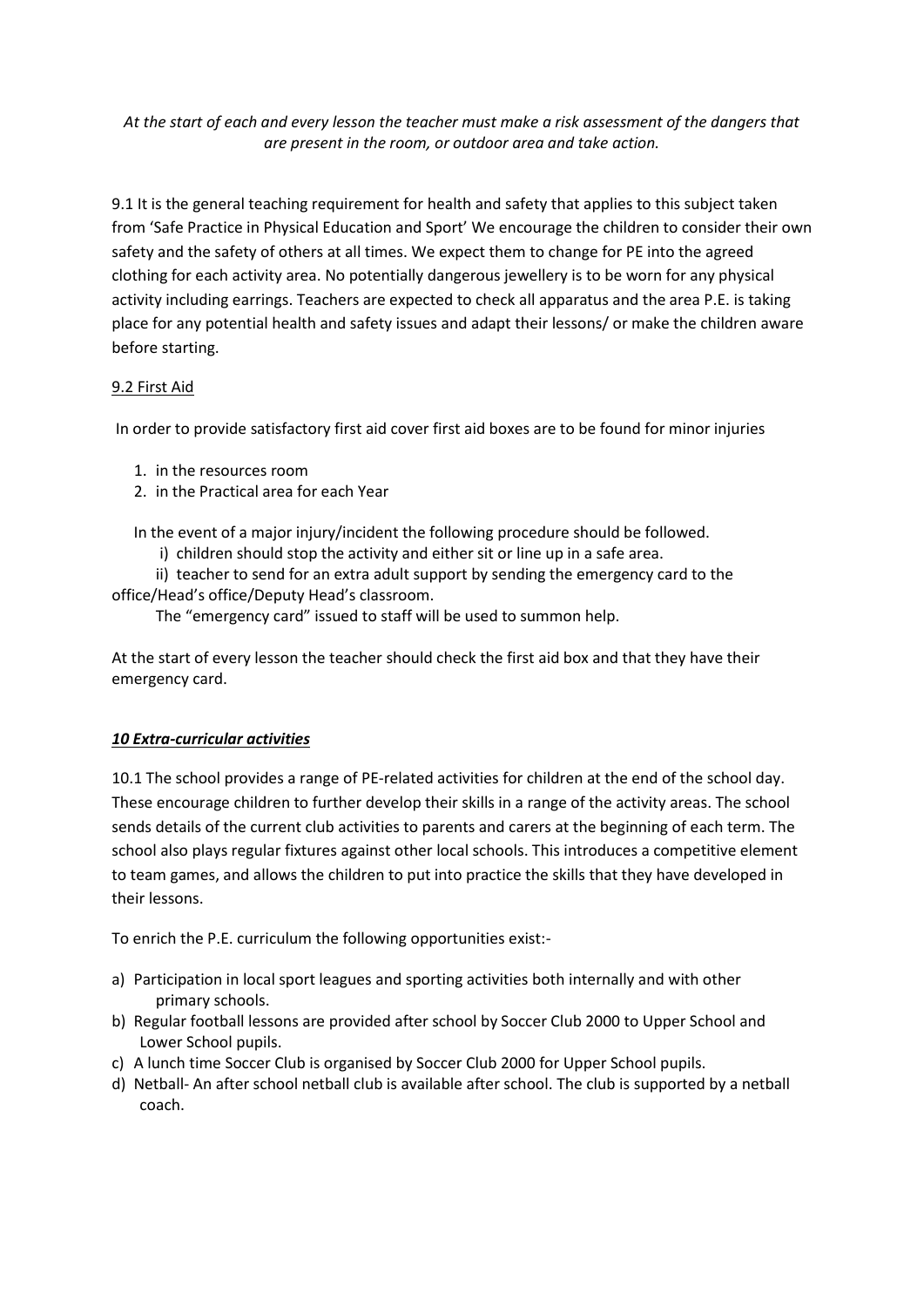*At the start of each and every lesson the teacher must make a risk assessment of the dangers that are present in the room, or outdoor area and take action.*

9.1 It is the general teaching requirement for health and safety that applies to this subject taken from 'Safe Practice in Physical Education and Sport' We encourage the children to consider their own safety and the safety of others at all times. We expect them to change for PE into the agreed clothing for each activity area. No potentially dangerous jewellery is to be worn for any physical activity including earrings. Teachers are expected to check all apparatus and the area P.E. is taking place for any potential health and safety issues and adapt their lessons/ or make the children aware before starting.

<u>9.2 First Aid</u>

In order to provide satisfactory first aid cover first aid boxes are to be found for minor injuries

1. in the resources room
2. in the Practical area for each Year

In the event of a major injury/incident the following procedure should be followed.

i) children should stop the activity and either sit or line up in a safe area.

ii) teacher to send for an extra adult support by sending the emergency card to the office/Head's office/Deputy Head's classroom.

The "emergency card" issued to staff will be used to summon help.

At the start of every lesson the teacher should check the first aid box and that they have their emergency card.

## ***<u>10 Extra-curricular activities</u>***

10.1 The school provides a range of PE-related activities for children at the end of the school day. These encourage children to further develop their skills in a range of the activity areas. The school sends details of the current club activities to parents and carers at the beginning of each term. The school also plays regular fixtures against other local schools. This introduces a competitive element to team games, and allows the children to put into practice the skills that they have developed in their lessons.

To enrich the P.E. curriculum the following opportunities exist:-

a) Participation in local sport leagues and sporting activities both internally and with other primary schools.
b) Regular football lessons are provided after school by Soccer Club 2000 to Upper School and Lower School pupils.
c) A lunch time Soccer Club is organised by Soccer Club 2000 for Upper School pupils.
d) Netball- An after school netball club is available after school. The club is supported by a netball coach.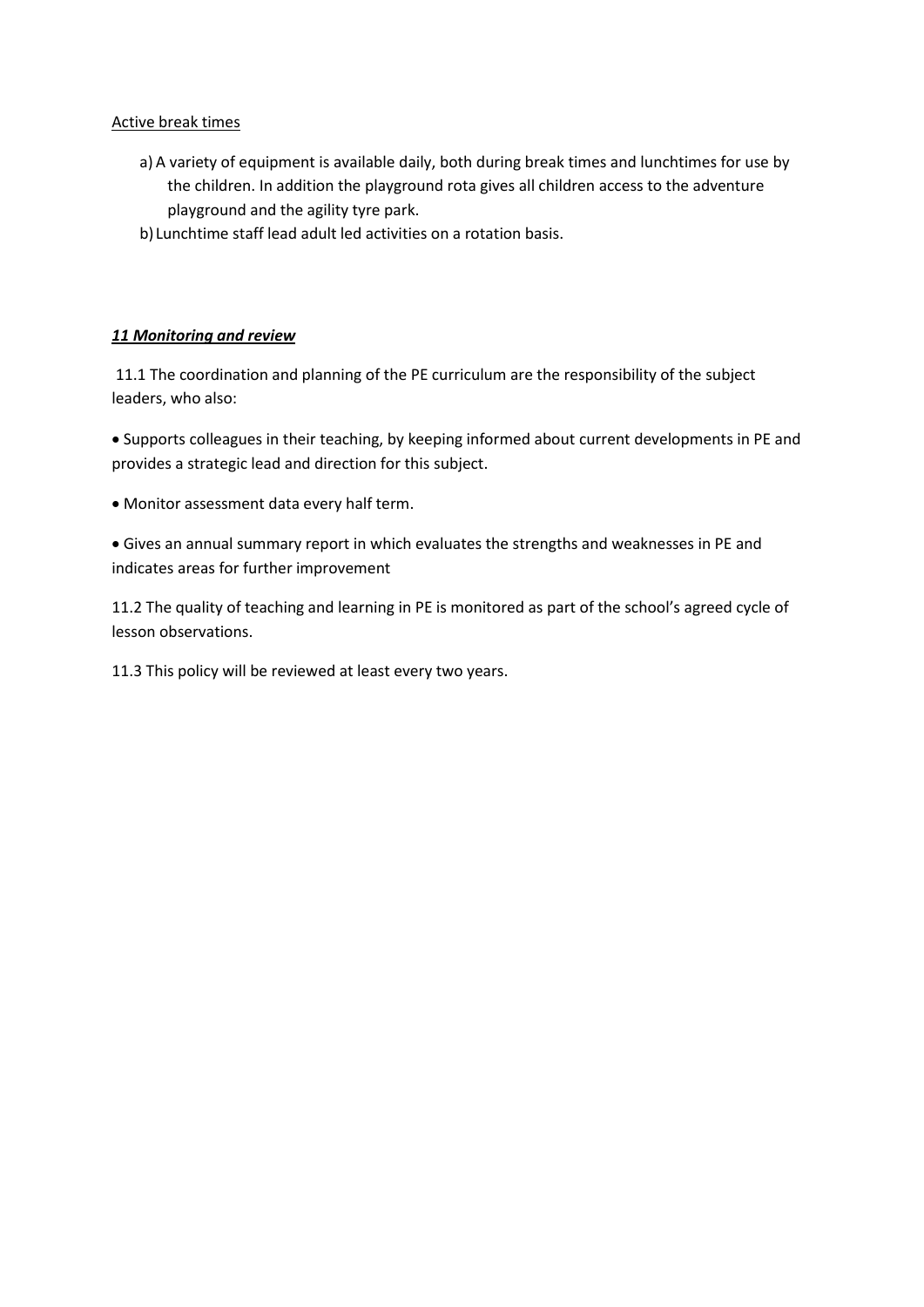Active break times

a) A variety of equipment is available daily, both during break times and lunchtimes for use by the children. In addition the playground rota gives all children access to the adventure playground and the agility tyre park.

b) Lunchtime staff lead adult led activities on a rotation basis.

## ***11 Monitoring and review***

11.1 The coordination and planning of the PE curriculum are the responsibility of the subject leaders, who also:

- Supports colleagues in their teaching, by keeping informed about current developments in PE and provides a strategic lead and direction for this subject.
- Monitor assessment data every half term.
- Gives an annual summary report in which evaluates the strengths and weaknesses in PE and indicates areas for further improvement

11.2 The quality of teaching and learning in PE is monitored as part of the school's agreed cycle of lesson observations.

11.3 This policy will be reviewed at least every two years.